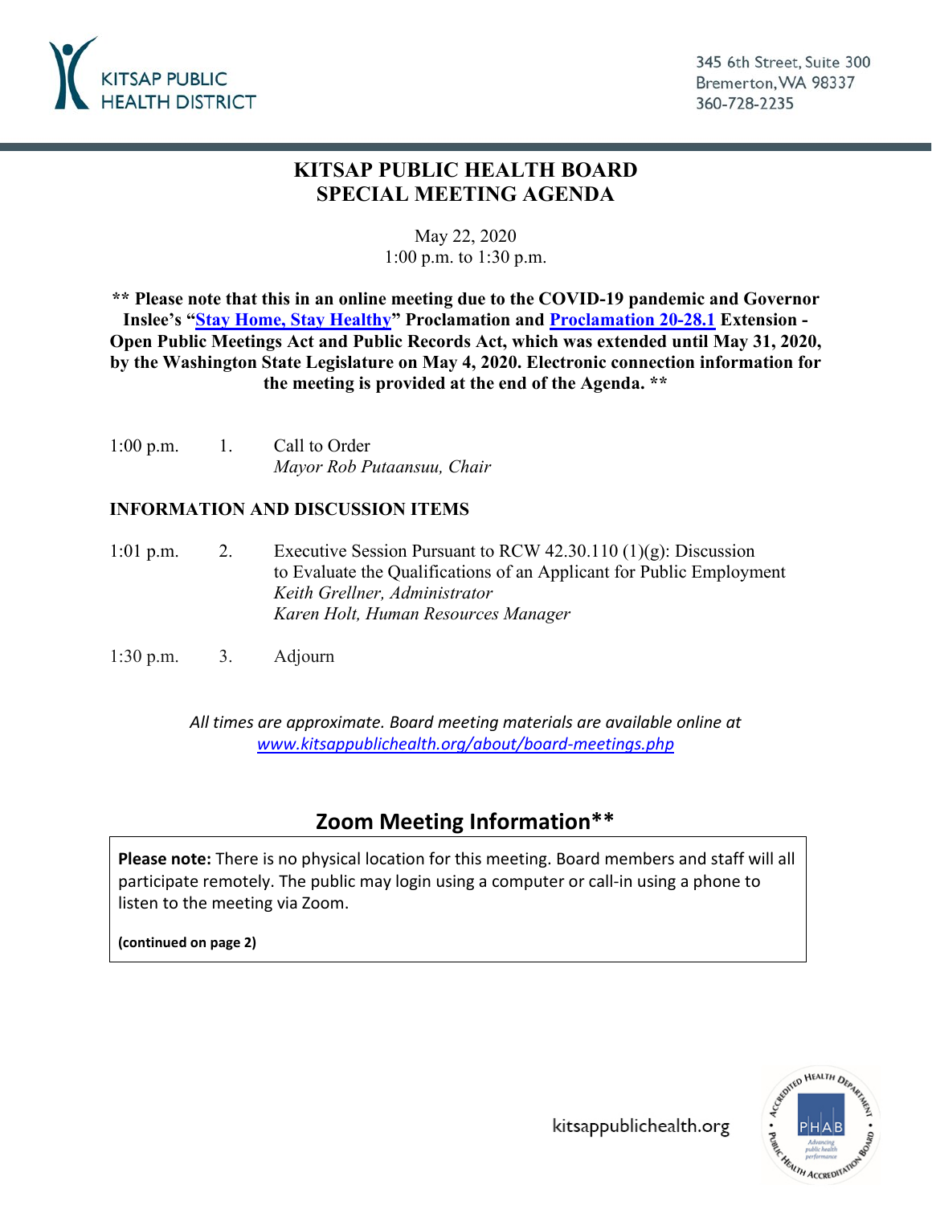KITSAP PUBLIC HEALTH DISTRICT

345 6th Street, Suite 300
Bremerton, WA 98337
360-728-2235

# KITSAP PUBLIC HEALTH BOARD
# SPECIAL MEETING AGENDA

May 22, 2020
1:00 p.m. to 1:30 p.m.

**\*\* Please note that this in an online meeting due to the COVID-19 pandemic and Governor Inslee's "Stay Home, Stay Healthy" Proclamation and Proclamation 20-28.1 Extension - Open Public Meetings Act and Public Records Act, which was extended until May 31, 2020, by the Washington State Legislature on May 4, 2020. Electronic connection information for the meeting is provided at the end of the Agenda. \*\***

1:00 p.m. 1. Call to Order
*Mayor Rob Putaansuu, Chair*

**INFORMATION AND DISCUSSION ITEMS**

1:01 p.m. 2. Executive Session Pursuant to RCW 42.30.110 (1)(g): Discussion to Evaluate the Qualifications of an Applicant for Public Employment
*Keith Grellner, Administrator*
*Karen Holt, Human Resources Manager*

1:30 p.m. 3. Adjourn

*All times are approximate. Board meeting materials are available online at www.kitsappublichealth.org/about/board-meetings.php*

## Zoom Meeting Information**

**Please note:** There is no physical location for this meeting. Board members and staff will all participate remotely. The public may login using a computer or call-in using a phone to listen to the meeting via Zoom.

**(continued on page 2)**

kitsappublichealth.org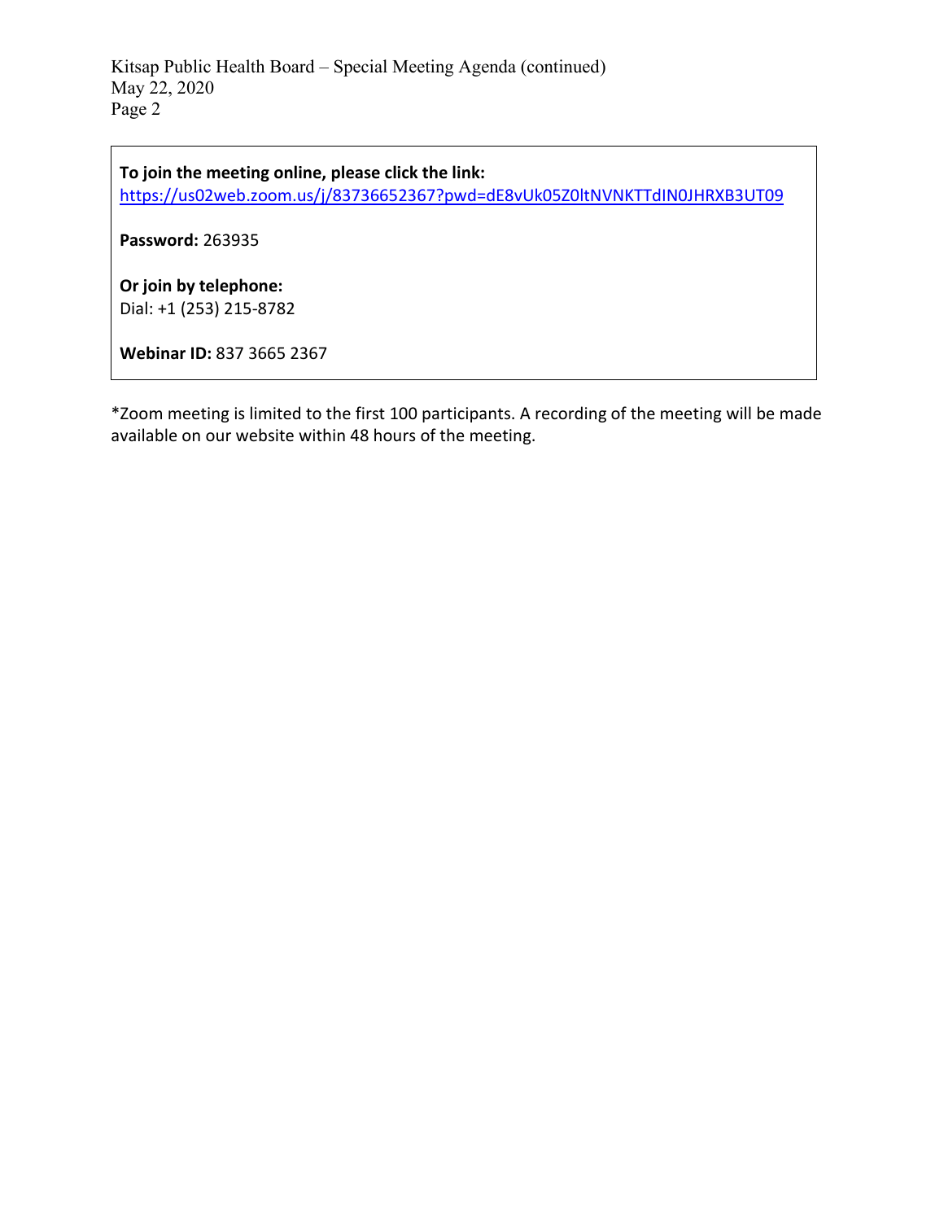**To join the meeting online, please click the link:**
https://us02web.zoom.us/j/83736652367?pwd=dE8vUk05Z0ltNVNKTTdIN0JHRXB3UT09

**Password:** 263935

**Or join by telephone:**
Dial: +1 (253) 215-8782

**Webinar ID:** 837 3665 2367

*Zoom meeting is limited to the first 100 participants. A recording of the meeting will be made available on our website within 48 hours of the meeting.